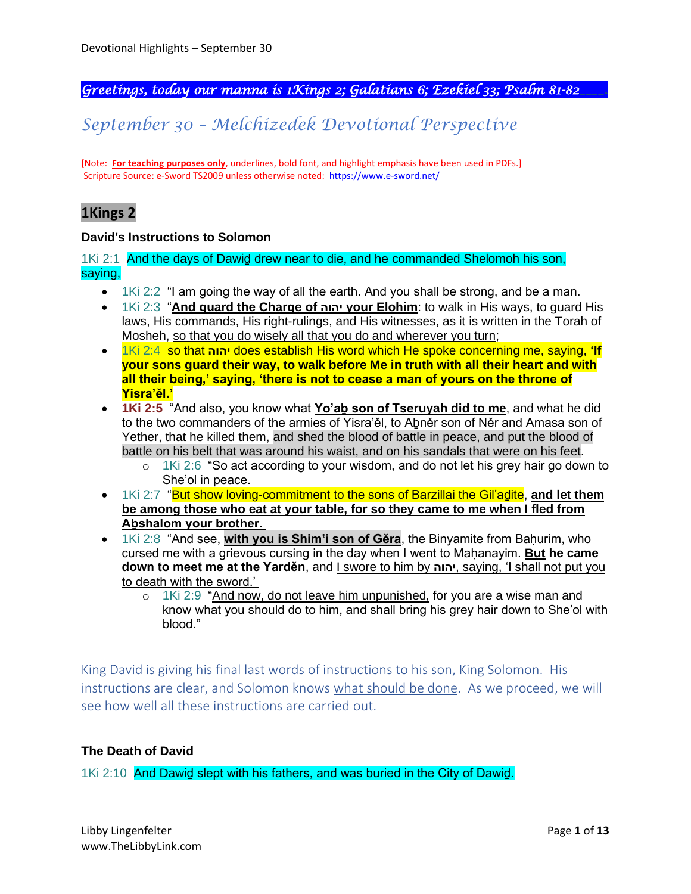*Greetings, today our manna is 1Kings 2; Galatians 6; Ezekiel 33; Psalm 81-82*

# *September 30 – Melchizedek Devotional Perspective*

[Note: **For teaching purposes only**, underlines, bold font, and highlight emphasis have been used in PDFs.]
Scripture Source: e-Sword TS2009 unless otherwise noted: https://www.e-sword.net/

## 1Kings 2

### David's Instructions to Solomon

1Ki 2:1 And the days of Dawiḏ drew near to die, and he commanded Shelomoh his son, saying,

- 1Ki 2:2 "I am going the way of all the earth. And you shall be strong, and be a man.
- 1Ki 2:3 "**And guard the Charge of יהוה your Elohim**: to walk in His ways, to guard His laws, His commands, His right-rulings, and His witnesses, as it is written in the Torah of Mosheh, so that you do wisely all that you do and wherever you turn;
- 1Ki 2:4 so that **יהוה** does establish His word which He spoke concerning me, saying, **'If your sons guard their way, to walk before Me in truth with all their heart and with all their being,' saying, 'there is not to cease a man of yours on the throne of Yisra'ěl.'**
- **1Ki 2:5** "And also, you know what **Yo'aḇ son of Tseruyah did to me**, and what he did to the two commanders of the armies of Yisra'ěl, to Aḇněr son of Něr and Amasa son of Yether, that he killed them, and shed the blood of battle in peace, and put the blood of battle on his belt that was around his waist, and on his sandals that were on his feet.
  - 1Ki 2:6 "So act according to your wisdom, and do not let his grey hair go down to She'ol in peace.
- 1Ki 2:7 "But show loving-commitment to the sons of Barzillai the Gil'aḏite, **and let them be among those who eat at your table, for so they came to me when I fled from Aḇshalom your brother.**
- 1Ki 2:8 "And see, **with you is Shim'i son of Gěra**, the Binyamite from Baḥurim, who cursed me with a grievous cursing in the day when I went to Maḥanayim. **But he came down to meet me at the Yarděn**, and I swore to him by **יהוה**, saying, 'I shall not put you to death with the sword.'
  - 1Ki 2:9 "And now, do not leave him unpunished, for you are a wise man and know what you should do to him, and shall bring his grey hair down to She'ol with blood."

King David is giving his final last words of instructions to his son, King Solomon. His instructions are clear, and Solomon knows what should be done. As we proceed, we will see how well all these instructions are carried out.

### The Death of David

1Ki 2:10 And Dawiḏ slept with his fathers, and was buried in the City of Dawiḏ.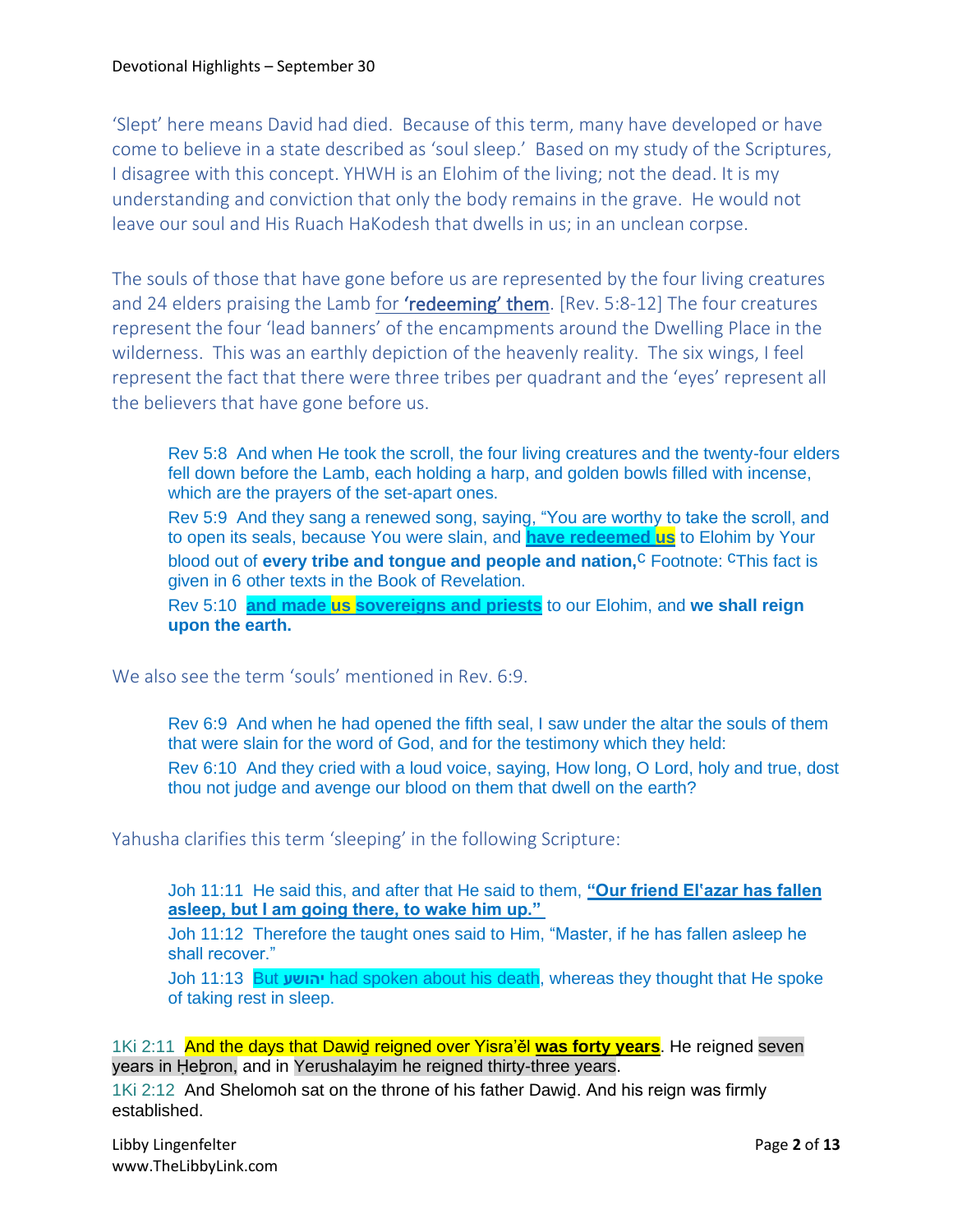‘Slept’ here means David had died. Because of this term, many have developed or have come to believe in a state described as ‘soul sleep.’ Based on my study of the Scriptures, I disagree with this concept. YHWH is an Elohim of the living; not the dead. It is my understanding and conviction that only the body remains in the grave. He would not leave our soul and His Ruach HaKodesh that dwells in us; in an unclean corpse.

The souls of those that have gone before us are represented by the four living creatures and 24 elders praising the Lamb for **‘redeeming’ them**. [Rev. 5:8-12] The four creatures represent the four ‘lead banners’ of the encampments around the Dwelling Place in the wilderness. This was an earthly depiction of the heavenly reality. The six wings, I feel represent the fact that there were three tribes per quadrant and the ‘eyes’ represent all the believers that have gone before us.

> Rev 5:8 And when He took the scroll, the four living creatures and the twenty-four elders fell down before the Lamb, each holding a harp, and golden bowls filled with incense, which are the prayers of the set-apart ones.
>
> Rev 5:9 And they sang a renewed song, saying, “You are worthy to take the scroll, and to open its seals, because You were slain, and **have redeemed us** to Elohim by Your blood out of **every tribe and tongue and people and nation,**[C] Footnote: [C]This fact is given in 6 other texts in the Book of Revelation.
>
> Rev 5:10 **and made us sovereigns and priests** to our Elohim, and **we shall reign upon the earth.**

We also see the term ‘souls’ mentioned in Rev. 6:9.

> Rev 6:9 And when he had opened the fifth seal, I saw under the altar the souls of them that were slain for the word of God, and for the testimony which they held:
>
> Rev 6:10 And they cried with a loud voice, saying, How long, O Lord, holy and true, dost thou not judge and avenge our blood on them that dwell on the earth?

Yahusha clarifies this term ‘sleeping’ in the following Scripture:

> Joh 11:11 He said this, and after that He said to them, **“Our friend El‛azar has fallen asleep, but I am going there, to wake him up.”**
>
> Joh 11:12 Therefore the taught ones said to Him, “Master, if he has fallen asleep he shall recover.”
>
> Joh 11:13 But **יהושע** had spoken about his death, whereas they thought that He spoke of taking rest in sleep.

1Ki 2:11 And the days that Dawiḏ reigned over Yisra’ěl **was forty years**. He reigned seven years in Ḥeḇron, and in Yerushalayim he reigned thirty-three years.

1Ki 2:12 And Shelomoh sat on the throne of his father Dawiḏ. And his reign was firmly established.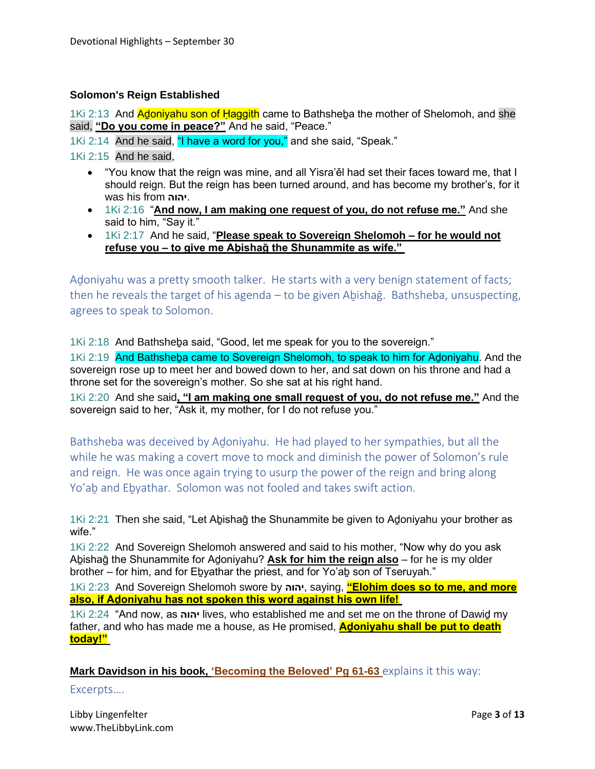### Solomon's Reign Established

1Ki 2:13 And Aḏoniyahu son of Ḥaggith came to Bathsheḇa the mother of Shelomoh, and she said, **"Do you come in peace?"** And he said, "Peace."

1Ki 2:14 And he said, "I have a word for you," and she said, "Speak."

1Ki 2:15 And he said,

- "You know that the reign was mine, and all Yisra'ěl had set their faces toward me, that I should reign. But the reign has been turned around, and has become my brother's, for it was his from יהוה.
- 1Ki 2:16 "**And now, I am making one request of you, do not refuse me."** And she said to him, "Say it."
- 1Ki 2:17 And he said, "**Please speak to Sovereign Shelomoh – for he would not refuse you – to give me Aḇishaḡ the Shunammite as wife."**

Aḏoniyahu was a pretty smooth talker. He starts with a very benign statement of facts; then he reveals the target of his agenda – to be given Aḇishaḡ. Bathsheba, unsuspecting, agrees to speak to Solomon.

1Ki 2:18 And Bathsheḇa said, "Good, let me speak for you to the sovereign."

1Ki 2:19 And Bathsheḇa came to Sovereign Shelomoh, to speak to him for Aḏoniyahu. And the sovereign rose up to meet her and bowed down to her, and sat down on his throne and had a throne set for the sovereign's mother. So she sat at his right hand.

1Ki 2:20 And she said**, "I am making one small request of you, do not refuse me."** And the sovereign said to her, "Ask it, my mother, for I do not refuse you."

Bathsheba was deceived by Aḏoniyahu. He had played to her sympathies, but all the while he was making a covert move to mock and diminish the power of Solomon's rule and reign. He was once again trying to usurp the power of the reign and bring along Yo'aḇ and Eḇyathar. Solomon was not fooled and takes swift action.

1Ki 2:21 Then she said, "Let Aḇishaḡ the Shunammite be given to Aḏoniyahu your brother as wife."

1Ki 2:22 And Sovereign Shelomoh answered and said to his mother, "Now why do you ask Aḇishaḡ the Shunammite for Aḏoniyahu? **Ask for him the reign also** – for he is my older brother – for him, and for Eḇyathar the priest, and for Yo'aḇ son of Tseruyah."

1Ki 2:23 And Sovereign Shelomoh swore by יהוה, saying, **"Elohim does so to me, and more also, if Aḏoniyahu has not spoken this word against his own life!**

1Ki 2:24 "And now, as יהוה lives, who established me and set me on the throne of Dawiḏ my father, and who has made me a house, as He promised, **Aḏoniyahu shall be put to death today!"**

**Mark Davidson in his book, 'Becoming the Beloved' Pg 61-63** explains it this way:

Excerpts….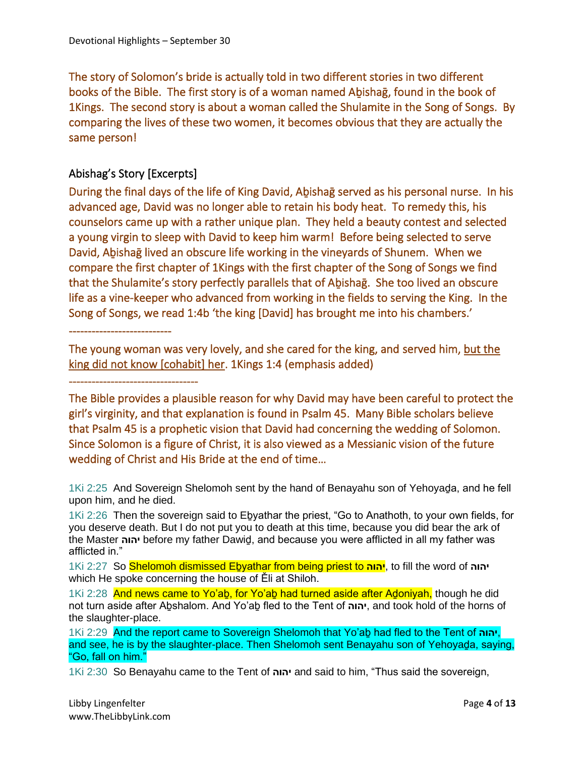The story of Solomon's bride is actually told in two different stories in two different books of the Bible. The first story is of a woman named Aḇishaḡ, found in the book of 1Kings. The second story is about a woman called the Shulamite in the Song of Songs. By comparing the lives of these two women, it becomes obvious that they are actually the same person!

## Abishag's Story [Excerpts]

During the final days of the life of King David, Aḇishaḡ served as his personal nurse. In his advanced age, David was no longer able to retain his body heat. To remedy this, his counselors came up with a rather unique plan. They held a beauty contest and selected a young virgin to sleep with David to keep him warm! Before being selected to serve David, Aḇishaḡ lived an obscure life working in the vineyards of Shunem. When we compare the first chapter of 1Kings with the first chapter of the Song of Songs we find that the Shulamite's story perfectly parallels that of Aḇishaḡ. She too lived an obscure life as a vine-keeper who advanced from working in the fields to serving the King. In the Song of Songs, we read 1:4b 'the king [David] has brought me into his chambers.'

---------------------------

The young woman was very lovely, and she cared for the king, and served him, <u>but the king did not know [cohabit] her</u>. 1Kings 1:4 (emphasis added)

---------------------------------

The Bible provides a plausible reason for why David may have been careful to protect the girl's virginity, and that explanation is found in Psalm 45. Many Bible scholars believe that Psalm 45 is a prophetic vision that David had concerning the wedding of Solomon. Since Solomon is a figure of Christ, it is also viewed as a Messianic vision of the future wedding of Christ and His Bride at the end of time…

1Ki 2:25 And Sovereign Shelomoh sent by the hand of Benayahu son of Yehoyaḏa, and he fell upon him, and he died.

1Ki 2:26 Then the sovereign said to Eḇyathar the priest, "Go to Anathoth, to your own fields, for you deserve death. But I do not put you to death at this time, because you did bear the ark of the Master יהוה before my father Dawiḏ, and because you were afflicted in all my father was afflicted in."

1Ki 2:27 So Shelomoh dismissed Eḇyathar from being priest to יהוה, to fill the word of יהוה which He spoke concerning the house of Ěli at Shiloh.

1Ki 2:28 And news came to Yo'aḇ, for Yo'aḇ had turned aside after Aḏoniyah, though he did not turn aside after Aḇshalom. And Yo'aḇ fled to the Tent of יהוה, and took hold of the horns of the slaughter-place.

1Ki 2:29 And the report came to Sovereign Shelomoh that Yo'aḇ had fled to the Tent of יהוה, and see, he is by the slaughter-place. Then Shelomoh sent Benayahu son of Yehoyaḏa, saying, "Go, fall on him."

1Ki 2:30 So Benayahu came to the Tent of יהוה and said to him, "Thus said the sovereign,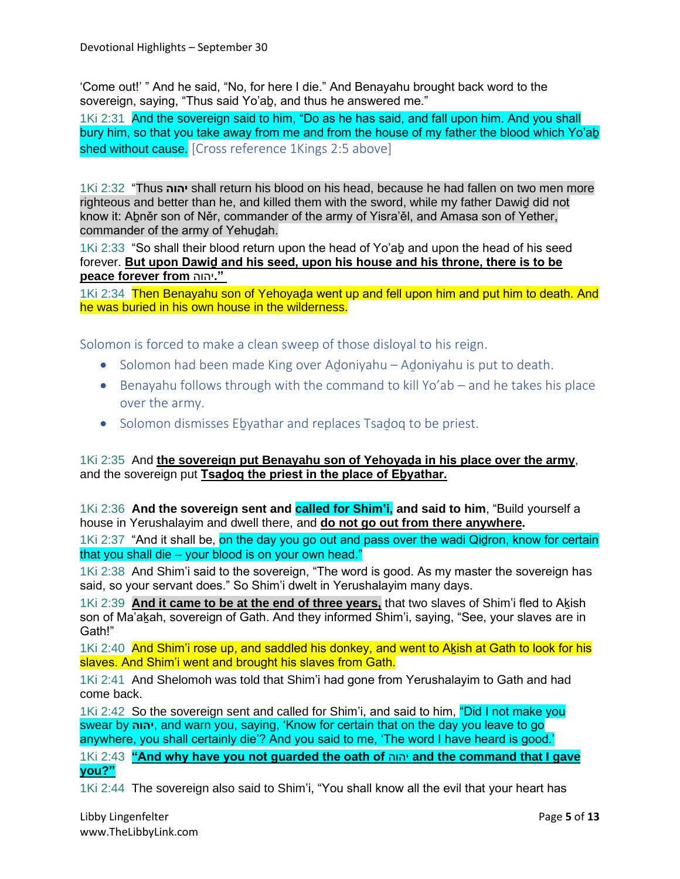'Come out!' " And he said, "No, for here I die." And Benayahu brought back word to the sovereign, saying, "Thus said Yo'aḇ, and thus he answered me."

1Ki 2:31 And the sovereign said to him, "Do as he has said, and fall upon him. And you shall bury him, so that you take away from me and from the house of my father the blood which Yo'aḇ shed without cause. [Cross reference 1Kings 2:5 above]

1Ki 2:32 "Thus **יהוה** shall return his blood on his head, because he had fallen on two men more righteous and better than he, and killed them with the sword, while my father Dawiḏ did not know it: Aḇněr son of Něr, commander of the army of Yisra'ěl, and Amasa son of Yether, commander of the army of Yehuḏah.

1Ki 2:33 "So shall their blood return upon the head of Yo'aḇ and upon the head of his seed forever. **But upon Dawiḏ and his seed, upon his house and his throne, there is to be peace forever from יהוה."**

1Ki 2:34 Then Benayahu son of Yehoyaḏa went up and fell upon him and put him to death. And he was buried in his own house in the wilderness.

Solomon is forced to make a clean sweep of those disloyal to his reign.

- Solomon had been made King over Aḏoniyahu – Aḏoniyahu is put to death.
- Benayahu follows through with the command to kill Yo'ab – and he takes his place over the army.
- Solomon dismisses Eḇyathar and replaces Tsaḏoq to be priest.

1Ki 2:35 And **the sovereign put Benayahu son of Yehoyaḏa in his place over the army**, and the sovereign put **Tsaḏoq the priest in the place of Eḇyathar.**

1Ki 2:36 **And the sovereign sent and called for Shim'i, and said to him**, "Build yourself a house in Yerushalayim and dwell there, and **do not go out from there anywhere.**

1Ki 2:37 "And it shall be, on the day you go out and pass over the wadi Qiḏron, know for certain that you shall die – your blood is on your own head."

1Ki 2:38 And Shim'i said to the sovereign, "The word is good. As my master the sovereign has said, so your servant does." So Shim'i dwelt in Yerushalayim many days.

1Ki 2:39 **And it came to be at the end of three years,** that two slaves of Shim'i fled to Aḵish son of Ma'aḵah, sovereign of Gath. And they informed Shim'i, saying, "See, your slaves are in Gath!"

1Ki 2:40 And Shim'i rose up, and saddled his donkey, and went to Aḵish at Gath to look for his slaves. And Shim'i went and brought his slaves from Gath.

1Ki 2:41 And Shelomoh was told that Shim'i had gone from Yerushalayim to Gath and had come back.

1Ki 2:42 So the sovereign sent and called for Shim'i, and said to him, "Did I not make you swear by **יהוה**, and warn you, saying, 'Know for certain that on the day you leave to go anywhere, you shall certainly die'? And you said to me, 'The word I have heard is good.'

1Ki 2:43 **"And why have you not guarded the oath of יהוה and the command that I gave you?"**

1Ki 2:44 The sovereign also said to Shim'i, "You shall know all the evil that your heart has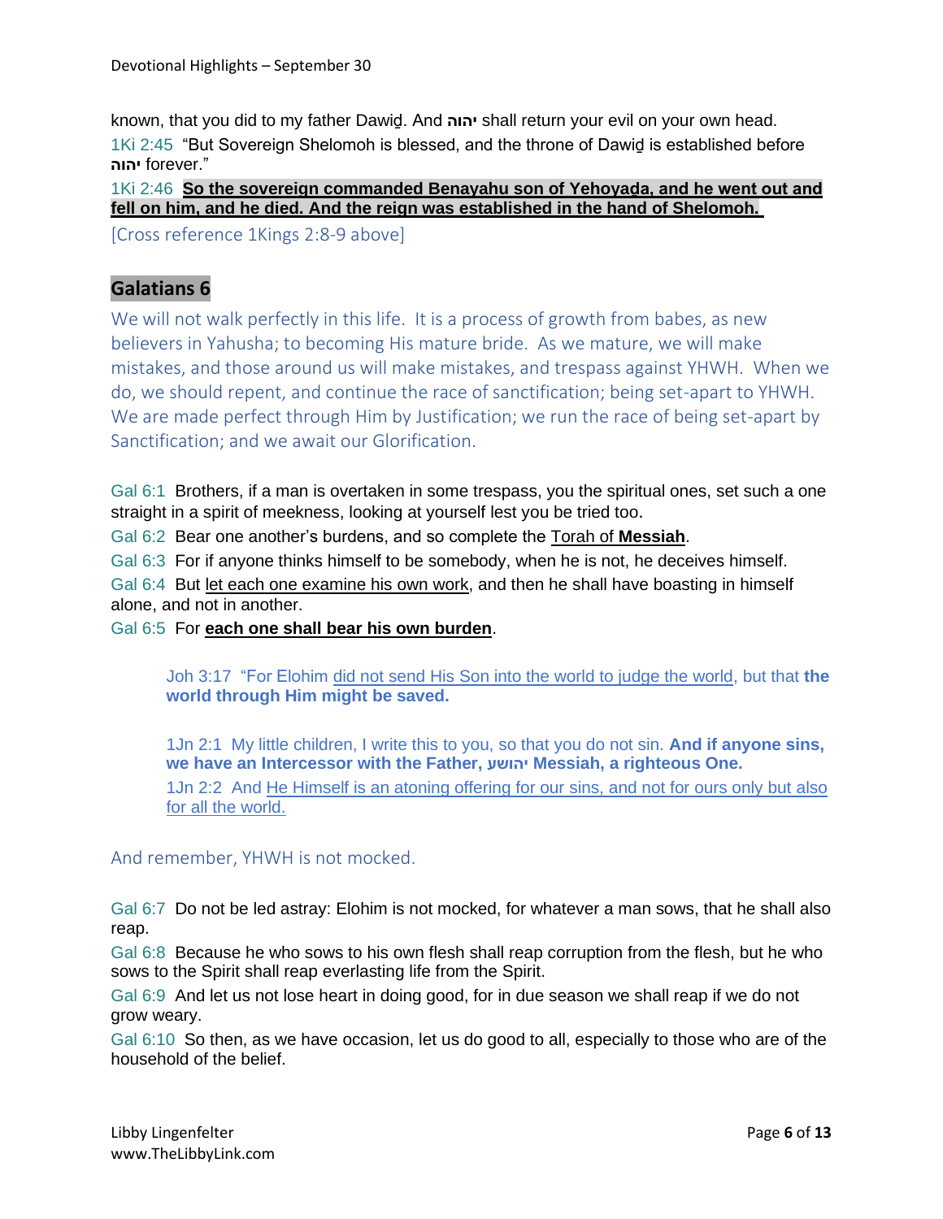known, that you did to my father Dawiḏ. And יהוה shall return your evil on your own head.

1Ki 2:45 "But Sovereign Shelomoh is blessed, and the throne of Dawiḏ is established before יהוה forever."

1Ki 2:46 **<u>So the sovereign commanded Benayahu son of Yehoyaḏa, and he went out and fell on him, and he died. And the reign was established in the hand of Shelomoh.</u>**

[Cross reference 1Kings 2:8-9 above]

## Galatians 6

We will not walk perfectly in this life. It is a process of growth from babes, as new believers in Yahusha; to becoming His mature bride. As we mature, we will make mistakes, and those around us will make mistakes, and trespass against YHWH. When we do, we should repent, and continue the race of sanctification; being set-apart to YHWH. We are made perfect through Him by Justification; we run the race of being set-apart by Sanctification; and we await our Glorification.

Gal 6:1 Brothers, if a man is overtaken in some trespass, you the spiritual ones, set such a one straight in a spirit of meekness, looking at yourself lest you be tried too.

Gal 6:2 Bear one another's burdens, and so complete the <u>Torah of **Messiah**</u>.

Gal 6:3 For if anyone thinks himself to be somebody, when he is not, he deceives himself.

Gal 6:4 But <u>let each one examine his own work</u>, and then he shall have boasting in himself alone, and not in another.

Gal 6:5 For **<u>each one shall bear his own burden</u>**.

> Joh 3:17 "For Elohim <u>did not send His Son into the world to judge the world</u>, but that **the world through Him might be saved.**
>
> 1Jn 2:1 My little children, I write this to you, so that you do not sin. **And if anyone sins, we have an Intercessor with the Father, יהושע Messiah, a righteous One.**
>
> 1Jn 2:2 And <u>He Himself is an atoning offering for our sins, and not for ours only but also for all the world.</u>

And remember, YHWH is not mocked.

Gal 6:7 Do not be led astray: Elohim is not mocked, for whatever a man sows, that he shall also reap.

Gal 6:8 Because he who sows to his own flesh shall reap corruption from the flesh, but he who sows to the Spirit shall reap everlasting life from the Spirit.

Gal 6:9 And let us not lose heart in doing good, for in due season we shall reap if we do not grow weary.

Gal 6:10 So then, as we have occasion, let us do good to all, especially to those who are of the household of the belief.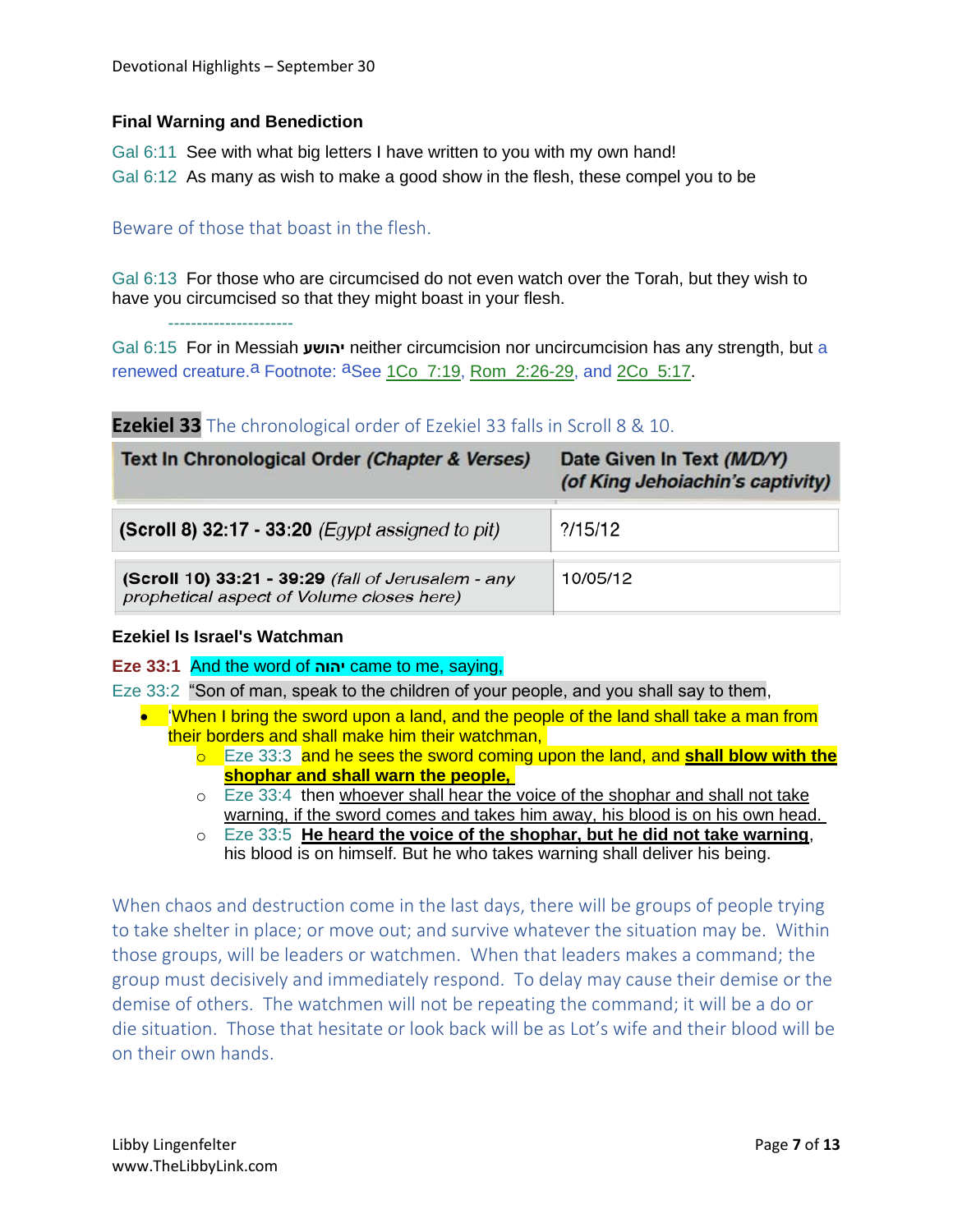**Final Warning and Benediction**

Gal 6:11  See with what big letters I have written to you with my own hand!

Gal 6:12  As many as wish to make a good show in the flesh, these compel you to be

Beware of those that boast in the flesh.

Gal 6:13  For those who are circumcised do not even watch over the Torah, but they wish to have you circumcised so that they might boast in your flesh.

----------------------

Gal 6:15  For in Messiah יהושע neither circumcision nor uncircumcision has any strength, but a renewed creature.[a] Footnote: [a]See 1Co 7:19, Rom 2:26-29, and 2Co 5:17.

**Ezekiel 33** The chronological order of Ezekiel 33 falls in Scroll 8 & 10.

| Text In Chronological Order *(Chapter & Verses)* | Date Given In Text *(M/D/Y)* *(of King Jehoiachin's captivity)* |
|---|---|
| **(Scroll 8) 32:17 - 33:20** *(Egypt assigned to pit)* | ?/15/12 |
| **(Scroll 10) 33:21 - 39:29** *(fall of Jerusalem - any prophetical aspect of Volume closes here)* | 10/05/12 |

**Ezekiel Is Israel's Watchman**

**Eze 33:1**  And the word of **יהוה** came to me, saying,

Eze 33:2  "Son of man, speak to the children of your people, and you shall say to them,

- 'When I bring the sword upon a land, and the people of the land shall take a man from their borders and shall make him their watchman,
  - Eze 33:3  and he sees the sword coming upon the land, and **shall blow with the shophar and shall warn the people,**
  - Eze 33:4  then whoever shall hear the voice of the shophar and shall not take warning, if the sword comes and takes him away, his blood is on his own head.
  - Eze 33:5  **He heard the voice of the shophar, but he did not take warning**, his blood is on himself. But he who takes warning shall deliver his being.

When chaos and destruction come in the last days, there will be groups of people trying to take shelter in place; or move out; and survive whatever the situation may be. Within those groups, will be leaders or watchmen. When that leaders makes a command; the group must decisively and immediately respond. To delay may cause their demise or the demise of others. The watchmen will not be repeating the command; it will be a do or die situation. Those that hesitate or look back will be as Lot's wife and their blood will be on their own hands.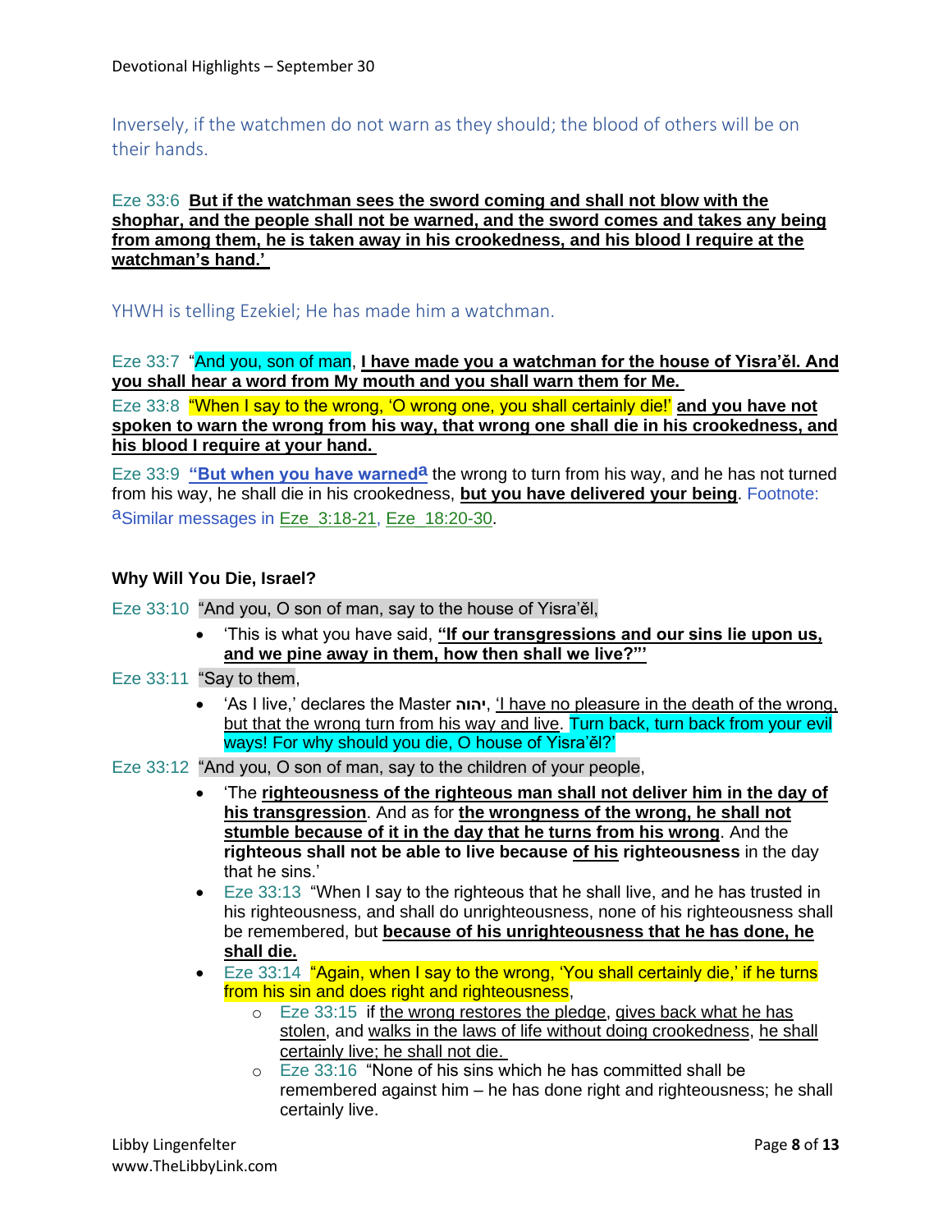Inversely, if the watchmen do not warn as they should; the blood of others will be on their hands.

Eze 33:6 **But if the watchman sees the sword coming and shall not blow with the shophar, and the people shall not be warned, and the sword comes and takes any being from among them, he is taken away in his crookedness, and his blood I require at the watchman's hand.'**

YHWH is telling Ezekiel; He has made him a watchman.

Eze 33:7 "And you, son of man, **I have made you a watchman for the house of Yisra'ěl. And you shall hear a word from My mouth and you shall warn them for Me.**

Eze 33:8 "When I say to the wrong, 'O wrong one, you shall certainly die!' **and you have not spoken to warn the wrong from his way, that wrong one shall die in his crookedness, and his blood I require at your hand.**

Eze 33:9 **"But when you have warned**[a] the wrong to turn from his way, and he has not turned from his way, he shall die in his crookedness, **but you have delivered your being**. Footnote: [a]Similar messages in Eze 3:18-21, Eze 18:20-30.

**Why Will You Die, Israel?**

Eze 33:10 "And you, O son of man, say to the house of Yisra'ěl,

- 'This is what you have said, **"If our transgressions and our sins lie upon us, and we pine away in them, how then shall we live?"'**

Eze 33:11 "Say to them,

- 'As I live,' declares the Master יהוה, 'I have no pleasure in the death of the wrong, but that the wrong turn from his way and live. Turn back, turn back from your evil ways! For why should you die, O house of Yisra'ěl?'

Eze 33:12 "And you, O son of man, say to the children of your people,

- 'The **righteousness of the righteous man shall not deliver him in the day of his transgression**. And as for **the wrongness of the wrong, he shall not stumble because of it in the day that he turns from his wrong**. And the **righteous shall not be able to live because of his righteousness** in the day that he sins.'
- Eze 33:13 "When I say to the righteous that he shall live, and he has trusted in his righteousness, and shall do unrighteousness, none of his righteousness shall be remembered, but **because of his unrighteousness that he has done, he shall die.**
- Eze 33:14 "Again, when I say to the wrong, 'You shall certainly die,' if he turns from his sin and does right and righteousness,
  - Eze 33:15 if the wrong restores the pledge, gives back what he has stolen, and walks in the laws of life without doing crookedness, he shall certainly live; he shall not die.
  - Eze 33:16 "None of his sins which he has committed shall be remembered against him – he has done right and righteousness; he shall certainly live.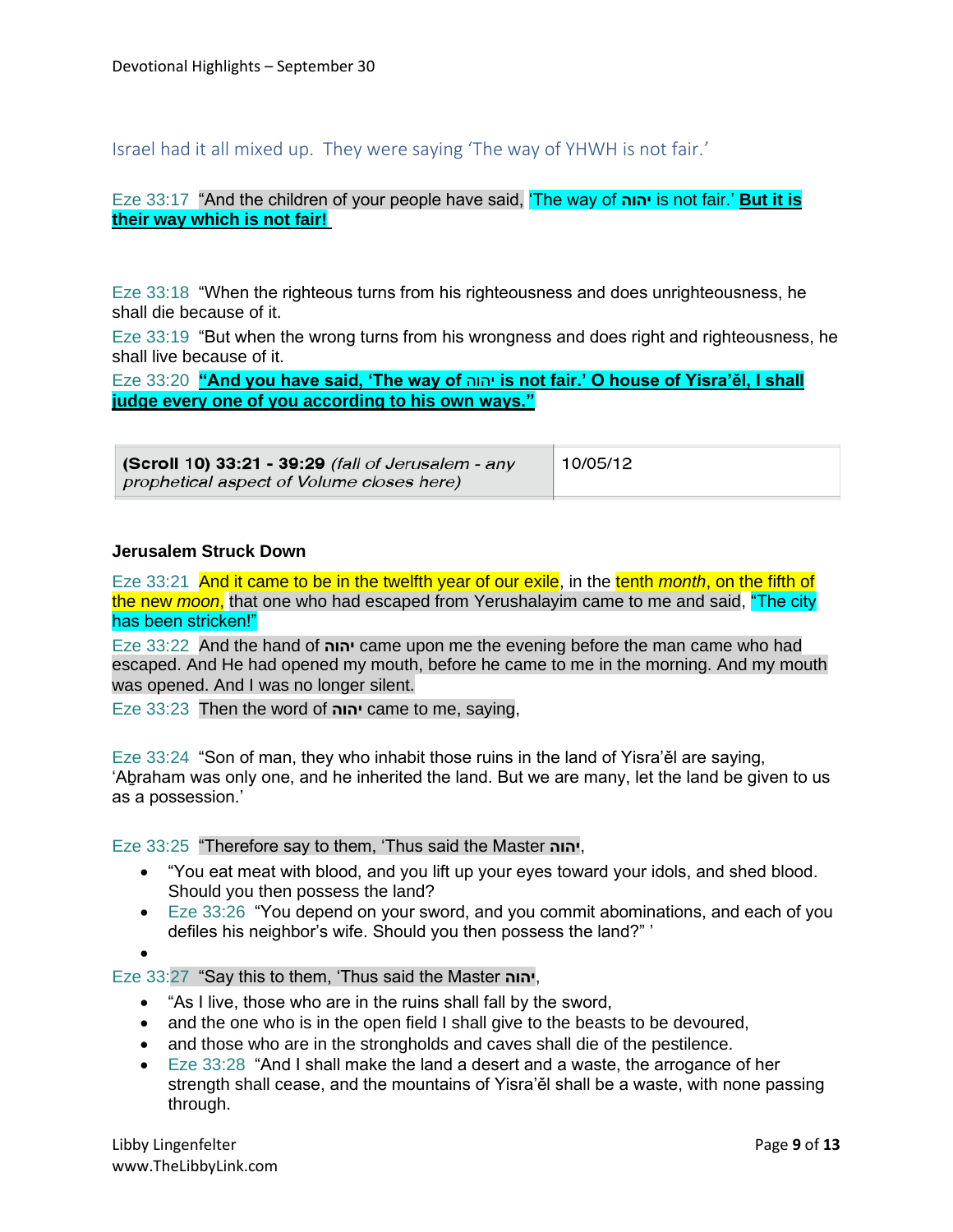Israel had it all mixed up. They were saying 'The way of YHWH is not fair.'

Eze 33:17 "And the children of your people have said, 'The way of יהוה is not fair.' **But it is their way which is not fair!**

Eze 33:18 "When the righteous turns from his righteousness and does unrighteousness, he shall die because of it.

Eze 33:19 "But when the wrong turns from his wrongness and does right and righteousness, he shall live because of it.

Eze 33:20 **"And you have said, 'The way of יהוה is not fair.' O house of Yisra'ěl, I shall judge every one of you according to his own ways."**

| **(Scroll 10) 33:21 - 39:29** *(fall of Jerusalem - any prophetical aspect of Volume closes here)* | 10/05/12 |
|---|---|

**Jerusalem Struck Down**

Eze 33:21 And it came to be in the twelfth year of our exile, in the tenth *month*, on the fifth of the new *moon*, that one who had escaped from Yerushalayim came to me and said, "The city has been stricken!"

Eze 33:22 And the hand of יהוה came upon me the evening before the man came who had escaped. And He had opened my mouth, before he came to me in the morning. And my mouth was opened. And I was no longer silent.

Eze 33:23 Then the word of יהוה came to me, saying,

Eze 33:24 "Son of man, they who inhabit those ruins in the land of Yisra'ěl are saying, 'Aḇraham was only one, and he inherited the land. But we are many, let the land be given to us as a possession.'

Eze 33:25 "Therefore say to them, 'Thus said the Master יהוה,

- "You eat meat with blood, and you lift up your eyes toward your idols, and shed blood. Should you then possess the land?
- Eze 33:26 "You depend on your sword, and you commit abominations, and each of you defiles his neighbor's wife. Should you then possess the land?" '
- 

Eze 33:27 "Say this to them, 'Thus said the Master יהוה,

- "As I live, those who are in the ruins shall fall by the sword,
- and the one who is in the open field I shall give to the beasts to be devoured,
- and those who are in the strongholds and caves shall die of the pestilence.
- Eze 33:28 "And I shall make the land a desert and a waste, the arrogance of her strength shall cease, and the mountains of Yisra'ěl shall be a waste, with none passing through.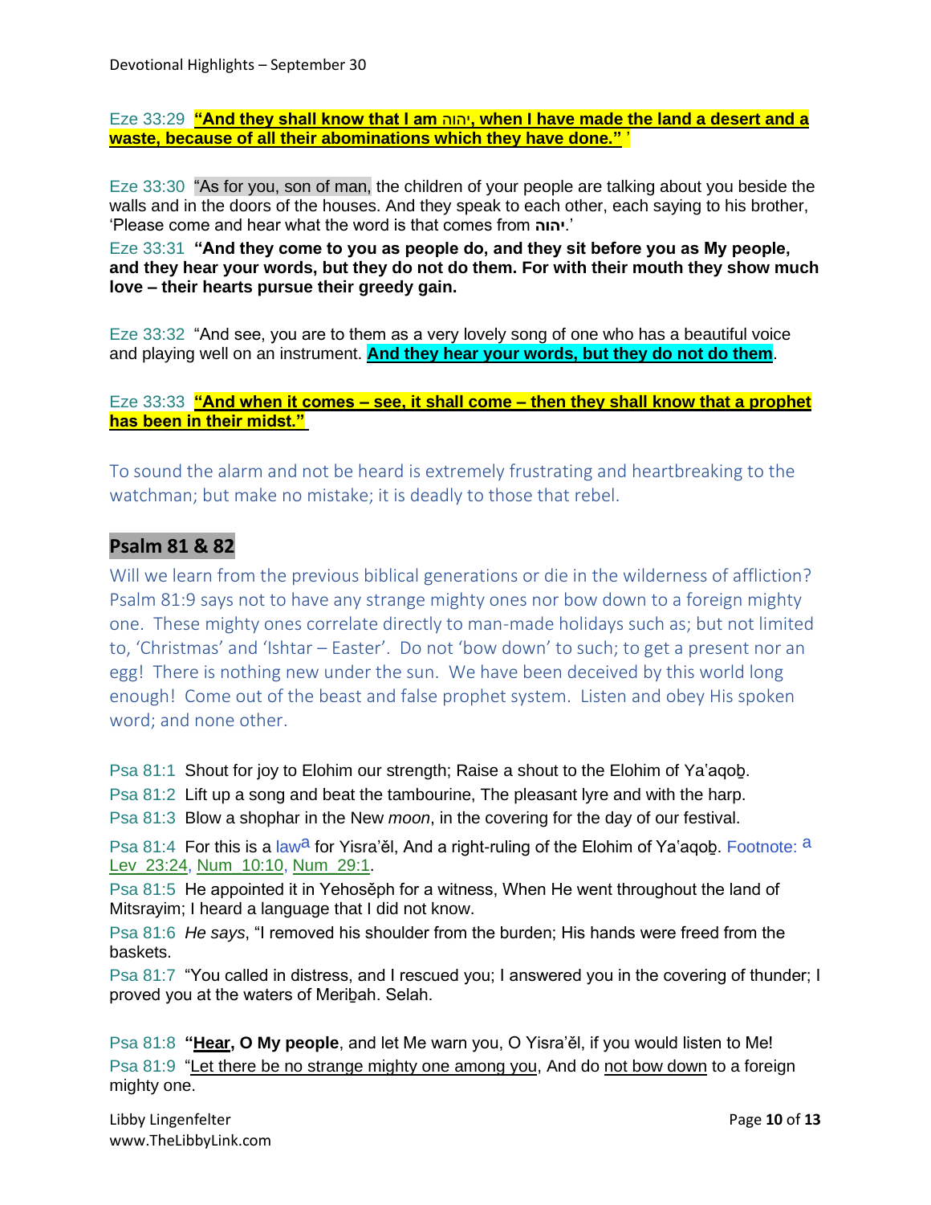Eze 33:29 **“And they shall know that I am יהוה, when I have made the land a desert and a waste, because of all their abominations which they have done.” ’**

Eze 33:30 “As for you, son of man, the children of your people are talking about you beside the walls and in the doors of the houses. And they speak to each other, each saying to his brother, ‘Please come and hear what the word is that comes from **יהוה**.’

Eze 33:31 **“And they come to you as people do, and they sit before you as My people, and they hear your words, but they do not do them. For with their mouth they show much love – their hearts pursue their greedy gain.**

Eze 33:32 “And see, you are to them as a very lovely song of one who has a beautiful voice and playing well on an instrument. **And they hear your words, but they do not do them**.

Eze 33:33 **“And when it comes – see, it shall come – then they shall know that a prophet has been in their midst.”**

To sound the alarm and not be heard is extremely frustrating and heartbreaking to the watchman; but make no mistake; it is deadly to those that rebel.

## Psalm 81 & 82

Will we learn from the previous biblical generations or die in the wilderness of affliction? Psalm 81:9 says not to have any strange mighty ones nor bow down to a foreign mighty one. These mighty ones correlate directly to man-made holidays such as; but not limited to, ‘Christmas’ and ‘Ishtar – Easter’. Do not ‘bow down’ to such; to get a present nor an egg! There is nothing new under the sun. We have been deceived by this world long enough! Come out of the beast and false prophet system. Listen and obey His spoken word; and none other.

Psa 81:1 Shout for joy to Elohim our strength; Raise a shout to the Elohim of Ya’aqoḇ.

Psa 81:2 Lift up a song and beat the tambourine, The pleasant lyre and with the harp.

Psa 81:3 Blow a shophar in the New *moon*, in the covering for the day of our festival.

Psa 81:4 For this is a law[a] for Yisra’ěl, And a right-ruling of the Elohim of Ya’aqoḇ. Footnote: [a] Lev_23:24, Num_10:10, Num_29:1.

Psa 81:5 He appointed it in Yehosěph for a witness, When He went throughout the land of Mitsrayim; I heard a language that I did not know.

Psa 81:6 *He says*, “I removed his shoulder from the burden; His hands were freed from the baskets.

Psa 81:7 “You called in distress, and I rescued you; I answered you in the covering of thunder; I proved you at the waters of Meriḇah. Selah.

Psa 81:8 **“Hear, O My people**, and let Me warn you, O Yisra’ěl, if you would listen to Me!

Psa 81:9 “Let there be no strange mighty one among you, And do not bow down to a foreign mighty one.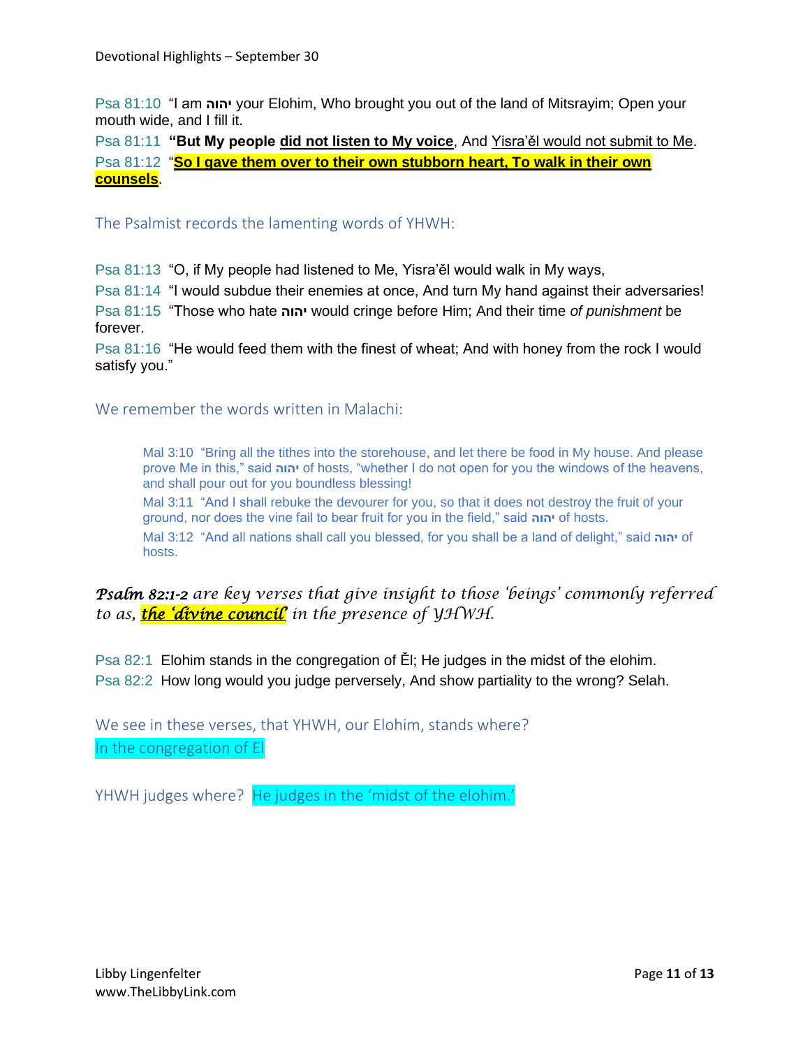Psa 81:10 "I am יהוה your Elohim, Who brought you out of the land of Mitsrayim; Open your mouth wide, and I fill it.

Psa 81:11 **"But My people did not listen to My voice**, And Yisra'ěl would not submit to Me.

Psa 81:12 "**So I gave them over to their own stubborn heart, To walk in their own counsels**.

The Psalmist records the lamenting words of YHWH:

Psa 81:13 "O, if My people had listened to Me, Yisra'ěl would walk in My ways,

Psa 81:14 "I would subdue their enemies at once, And turn My hand against their adversaries!

Psa 81:15 "Those who hate יהוה would cringe before Him; And their time *of punishment* be forever.

Psa 81:16 "He would feed them with the finest of wheat; And with honey from the rock I would satisfy you."

We remember the words written in Malachi:

> Mal 3:10 "Bring all the tithes into the storehouse, and let there be food in My house. And please prove Me in this," said יהוה of hosts, "whether I do not open for you the windows of the heavens, and shall pour out for you boundless blessing!
>
> Mal 3:11 "And I shall rebuke the devourer for you, so that it does not destroy the fruit of your ground, nor does the vine fail to bear fruit for you in the field," said יהוה of hosts.
>
> Mal 3:12 "And all nations shall call you blessed, for you shall be a land of delight," said יהוה of hosts.

***Psalm 82:1-2*** *are key verses that give insight to those 'beings' commonly referred to as,* ***the 'divine council'*** *in the presence of YHWH.*

Psa 82:1 Elohim stands in the congregation of Ěl; He judges in the midst of the elohim.

Psa 82:2 How long would you judge perversely, And show partiality to the wrong? Selah.

We see in these verses, that YHWH, our Elohim, stands where?
In the congregation of El

YHWH judges where? He judges in the 'midst of the elohim.'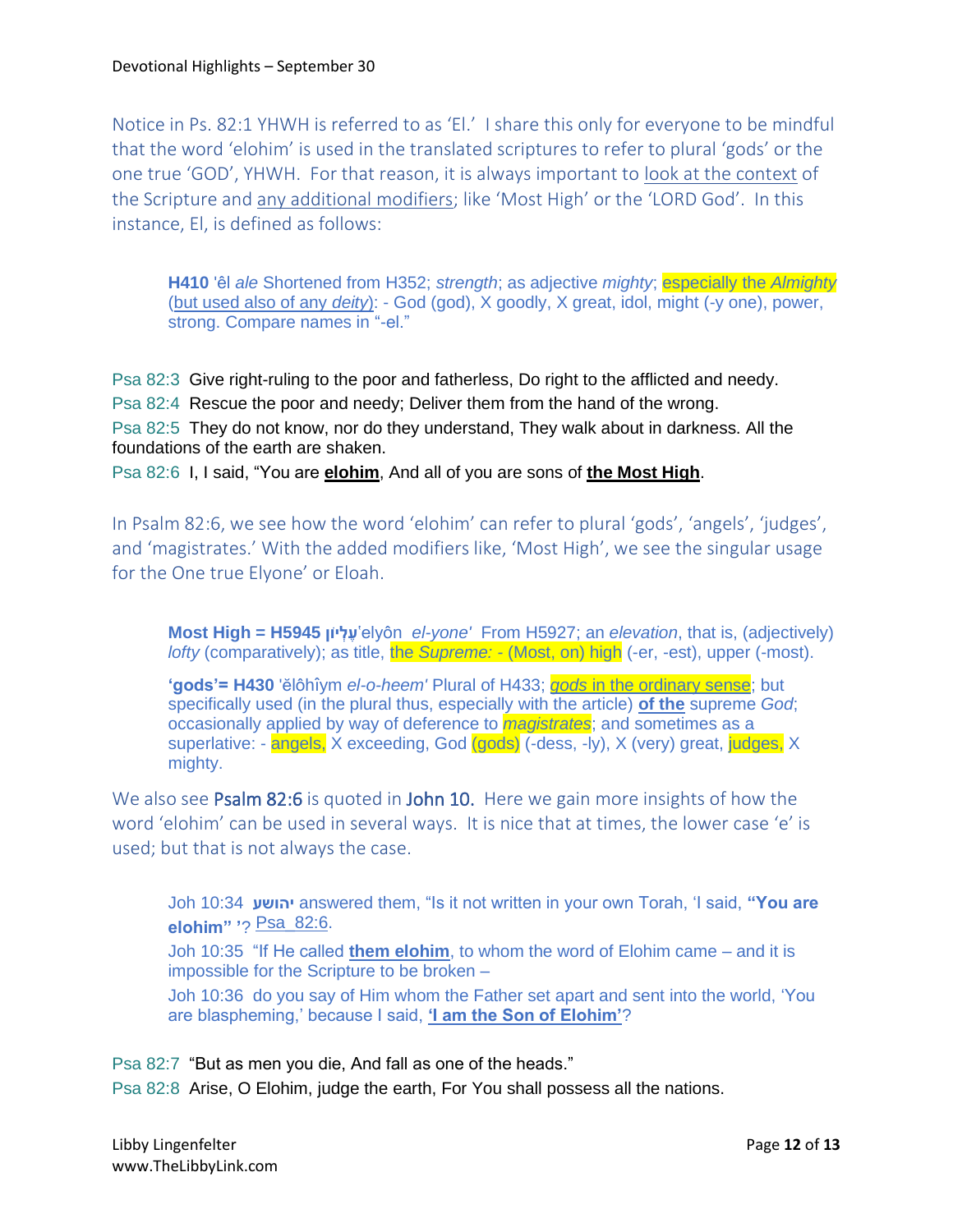Notice in Ps. 82:1 YHWH is referred to as 'El.' I share this only for everyone to be mindful that the word 'elohim' is used in the translated scriptures to refer to plural 'gods' or the one true 'GOD', YHWH. For that reason, it is always important to look at the context of the Scripture and any additional modifiers; like 'Most High' or the 'LORD God'. In this instance, El, is defined as follows:

> **H410** 'êl *ale* Shortened from H352; *strength*; as adjective *mighty*; especially the *Almighty* (but used also of any *deity*): - God (god), X goodly, X great, idol, might (-y one), power, strong. Compare names in "-el."

Psa 82:3 Give right-ruling to the poor and fatherless, Do right to the afflicted and needy.

Psa 82:4 Rescue the poor and needy; Deliver them from the hand of the wrong.

Psa 82:5 They do not know, nor do they understand, They walk about in darkness. All the foundations of the earth are shaken.

Psa 82:6 I, I said, "You are **elohim**, And all of you are sons of **the Most High**.

In Psalm 82:6, we see how the word 'elohim' can refer to plural 'gods', 'angels', 'judges', and 'magistrates.' With the added modifiers like, 'Most High', we see the singular usage for the One true Elyone' or Eloah.

> **Most High = H5945 עֶלְיוֹן** 'elyôn *el-yone'* From H5927; an *elevation*, that is, (adjectively) *lofty* (comparatively); as title, the *Supreme: -* (Most, on) high (-er, -est), upper (-most).
>
> **'gods'= H430** 'ĕlôhîym *el-o-heem'* Plural of H433; *gods* in the ordinary sense; but specifically used (in the plural thus, especially with the article) **of the** supreme *God*; occasionally applied by way of deference to *magistrates*; and sometimes as a superlative: - angels, X exceeding, God (gods) (-dess, -ly), X (very) great, judges, X mighty.

We also see Psalm 82:6 is quoted in John 10. Here we gain more insights of how the word 'elohim' can be used in several ways. It is nice that at times, the lower case 'e' is used; but that is not always the case.

> Joh 10:34 **יהושע** answered them, "Is it not written in your own Torah, 'I said, **"You are elohim" '**? Psa 82:6.
>
> Joh 10:35 "If He called **them elohim**, to whom the word of Elohim came – and it is impossible for the Scripture to be broken –
>
> Joh 10:36 do you say of Him whom the Father set apart and sent into the world, 'You are blaspheming,' because I said, **'I am the Son of Elohim'**?

Psa 82:7 "But as men you die, And fall as one of the heads."

Psa 82:8 Arise, O Elohim, judge the earth, For You shall possess all the nations.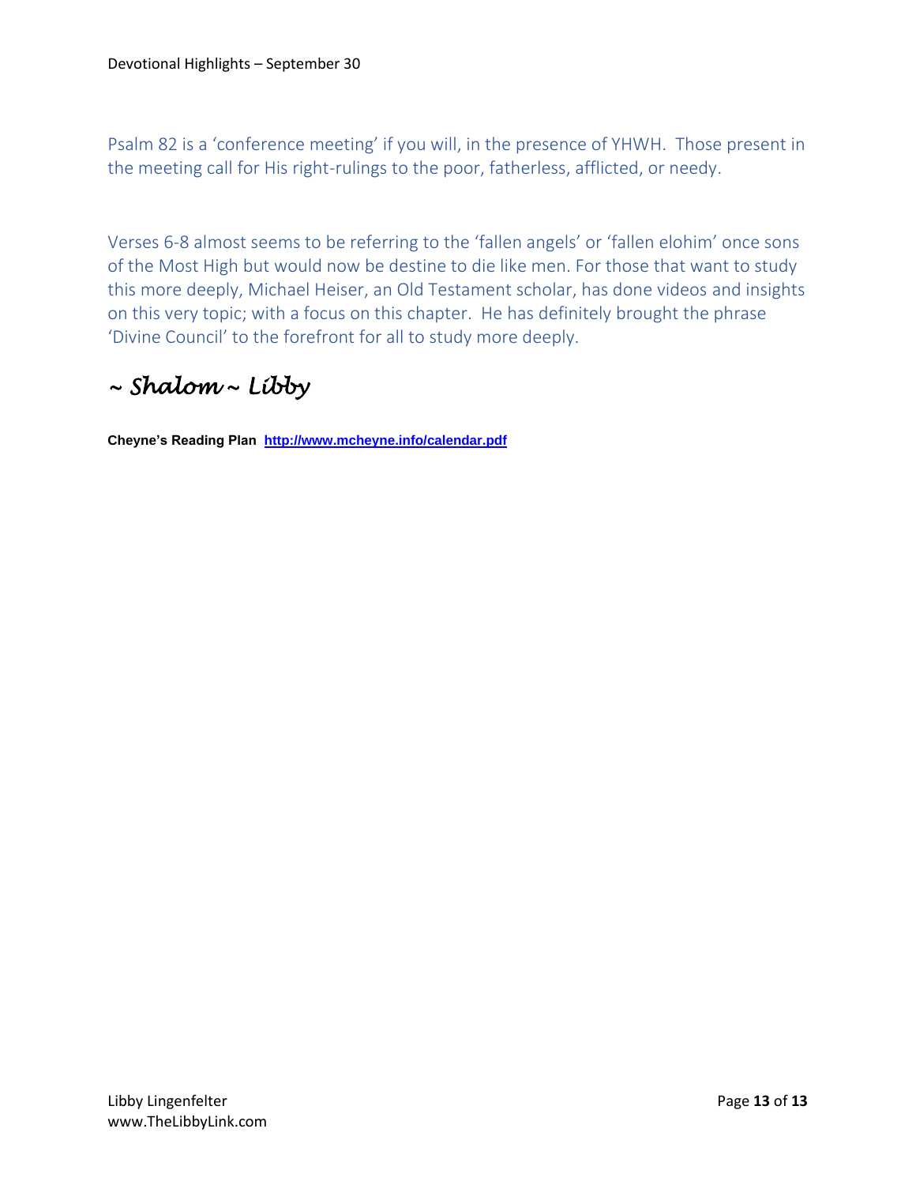Psalm 82 is a 'conference meeting' if you will, in the presence of YHWH.  Those present in the meeting call for His right-rulings to the poor, fatherless, afflicted, or needy.

Verses 6-8 almost seems to be referring to the 'fallen angels' or 'fallen elohim' once sons of the Most High but would now be destine to die like men. For those that want to study this more deeply, Michael Heiser, an Old Testament scholar, has done videos and insights on this very topic; with a focus on this chapter.  He has definitely brought the phrase 'Divine Council' to the forefront for all to study more deeply.

*~ Shalom ~ Libby*

**Cheyne's Reading Plan  [http://www.mcheyne.info/calendar.pdf](http://www.mcheyne.info/calendar.pdf)**